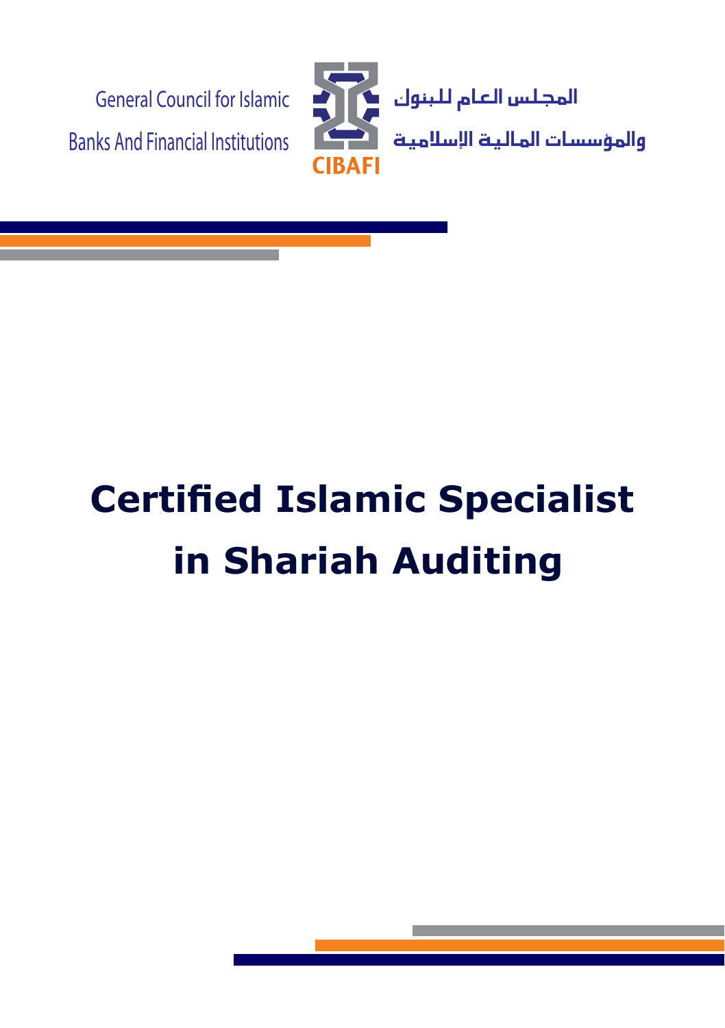General Council for Islamic Banks And Financial Institutions

المجلس العام للبنوك والمؤسسات المالية الإسلامية

CIBAFI

# Certified Islamic Specialist in Shariah Auditing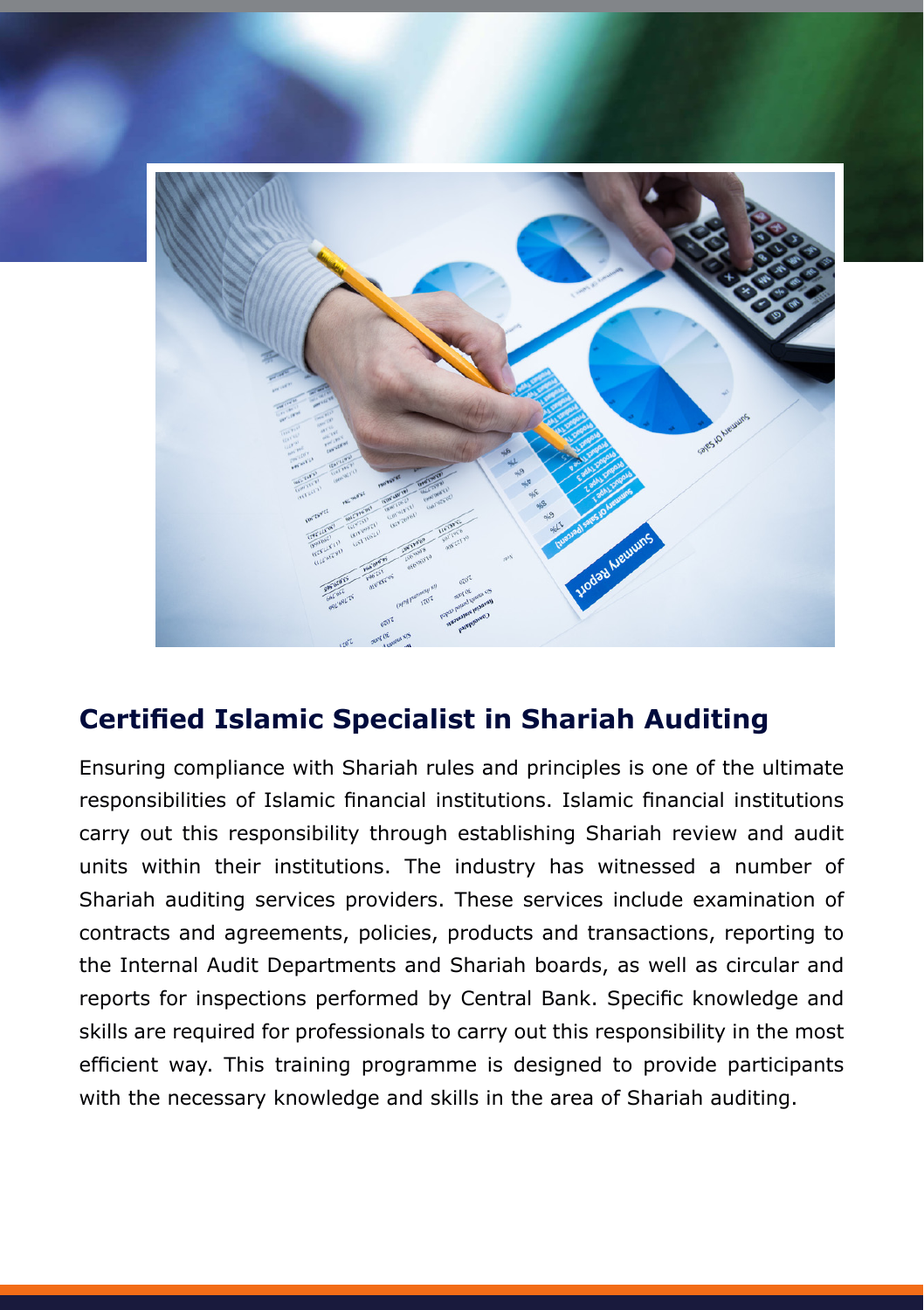## Certified Islamic Specialist in Shariah Auditing

Ensuring compliance with Shariah rules and principles is one of the ultimate responsibilities of Islamic financial institutions. Islamic financial institutions carry out this responsibility through establishing Shariah review and audit units within their institutions. The industry has witnessed a number of Shariah auditing services providers. These services include examination of contracts and agreements, policies, products and transactions, reporting to the Internal Audit Departments and Shariah boards, as well as circular and reports for inspections performed by Central Bank. Specific knowledge and skills are required for professionals to carry out this responsibility in the most efficient way. This training programme is designed to provide participants with the necessary knowledge and skills in the area of Shariah auditing.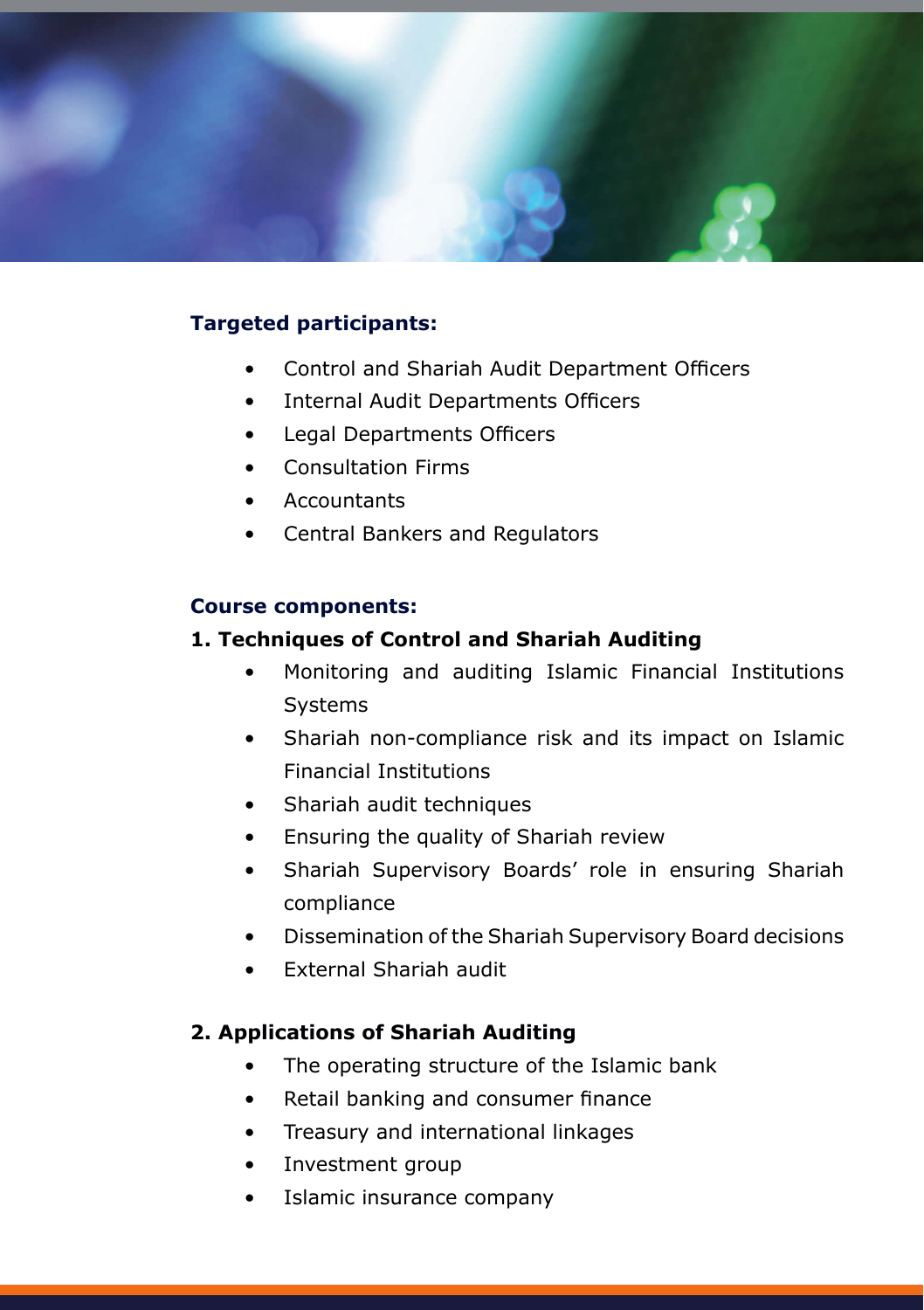**Targeted participants:**

- Control and Shariah Audit Department Officers
- Internal Audit Departments Officers
- Legal Departments Officers
- Consultation Firms
- Accountants
- Central Bankers and Regulators

**Course components:**

**1. Techniques of Control and Shariah Auditing**

- Monitoring and auditing Islamic Financial Institutions Systems
- Shariah non-compliance risk and its impact on Islamic Financial Institutions
- Shariah audit techniques
- Ensuring the quality of Shariah review
- Shariah Supervisory Boards' role in ensuring Shariah compliance
- Dissemination of the Shariah Supervisory Board decisions
- External Shariah audit

**2. Applications of Shariah Auditing**

- The operating structure of the Islamic bank
- Retail banking and consumer finance
- Treasury and international linkages
- Investment group
- Islamic insurance company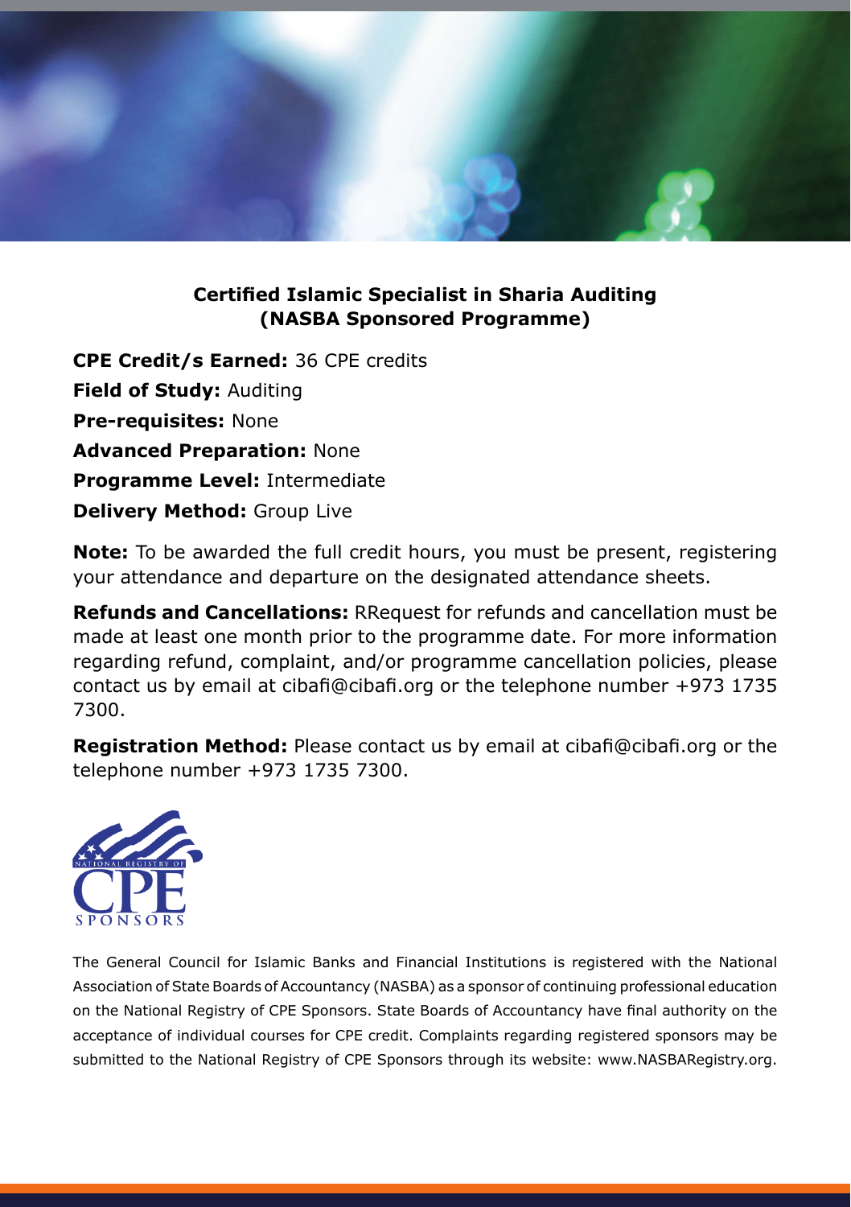**Certified Islamic Specialist in Sharia Auditing (NASBA Sponsored Programme)**

**CPE Credit/s Earned:** 36 CPE credits

**Field of Study:** Auditing

**Pre-requisites:** None

**Advanced Preparation:** None

**Programme Level:** Intermediate

**Delivery Method:** Group Live

**Note:** To be awarded the full credit hours, you must be present, registering your attendance and departure on the designated attendance sheets.

**Refunds and Cancellations:** RRequest for refunds and cancellation must be made at least one month prior to the programme date. For more information regarding refund, complaint, and/or programme cancellation policies, please contact us by email at cibafi@cibafi.org or the telephone number +973 1735 7300.

**Registration Method:** Please contact us by email at cibafi@cibafi.org or the telephone number +973 1735 7300.

NATIONAL REGISTRY OF CPE SPONSORS

The General Council for Islamic Banks and Financial Institutions is registered with the National Association of State Boards of Accountancy (NASBA) as a sponsor of continuing professional education on the National Registry of CPE Sponsors. State Boards of Accountancy have final authority on the acceptance of individual courses for CPE credit. Complaints regarding registered sponsors may be submitted to the National Registry of CPE Sponsors through its website: www.NASBARegistry.org.